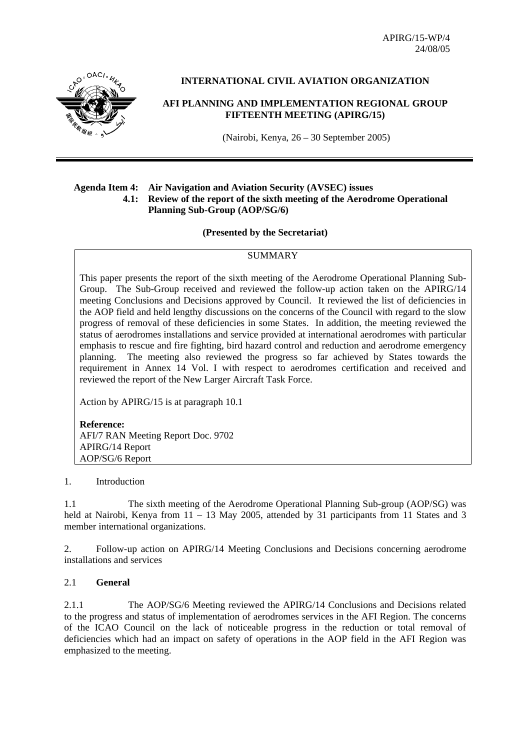APIRG/15-WP/4
24/08/05

**INTERNATIONAL CIVIL AVIATION ORGANIZATION**

**AFI PLANNING AND IMPLEMENTATION REGIONAL GROUP FIFTEENTH MEETING (APIRG/15)**

(Nairobi, Kenya, 26 – 30 September 2005)

---

**Agenda Item 4: Air Navigation and Aviation Security (AVSEC) issues**
**4.1: Review of the report of the sixth meeting of the Aerodrome Operational Planning Sub-Group (AOP/SG/6)**

**(Presented by the Secretariat)**

SUMMARY

This paper presents the report of the sixth meeting of the Aerodrome Operational Planning Sub-Group. The Sub-Group received and reviewed the follow-up action taken on the APIRG/14 meeting Conclusions and Decisions approved by Council. It reviewed the list of deficiencies in the AOP field and held lengthy discussions on the concerns of the Council with regard to the slow progress of removal of these deficiencies in some States. In addition, the meeting reviewed the status of aerodromes installations and service provided at international aerodromes with particular emphasis to rescue and fire fighting, bird hazard control and reduction and aerodrome emergency planning. The meeting also reviewed the progress so far achieved by States towards the requirement in Annex 14 Vol. I with respect to aerodromes certification and received and reviewed the report of the New Larger Aircraft Task Force.

Action by APIRG/15 is at paragraph 10.1

**Reference:**
AFI/7 RAN Meeting Report Doc. 9702
APIRG/14 Report
AOP/SG/6 Report

1. Introduction

1.1 The sixth meeting of the Aerodrome Operational Planning Sub-group (AOP/SG) was held at Nairobi, Kenya from 11 – 13 May 2005, attended by 31 participants from 11 States and 3 member international organizations.

2. Follow-up action on APIRG/14 Meeting Conclusions and Decisions concerning aerodrome installations and services

2.1 **General**

2.1.1 The AOP/SG/6 Meeting reviewed the APIRG/14 Conclusions and Decisions related to the progress and status of implementation of aerodromes services in the AFI Region. The concerns of the ICAO Council on the lack of noticeable progress in the reduction or total removal of deficiencies which had an impact on safety of operations in the AOP field in the AFI Region was emphasized to the meeting.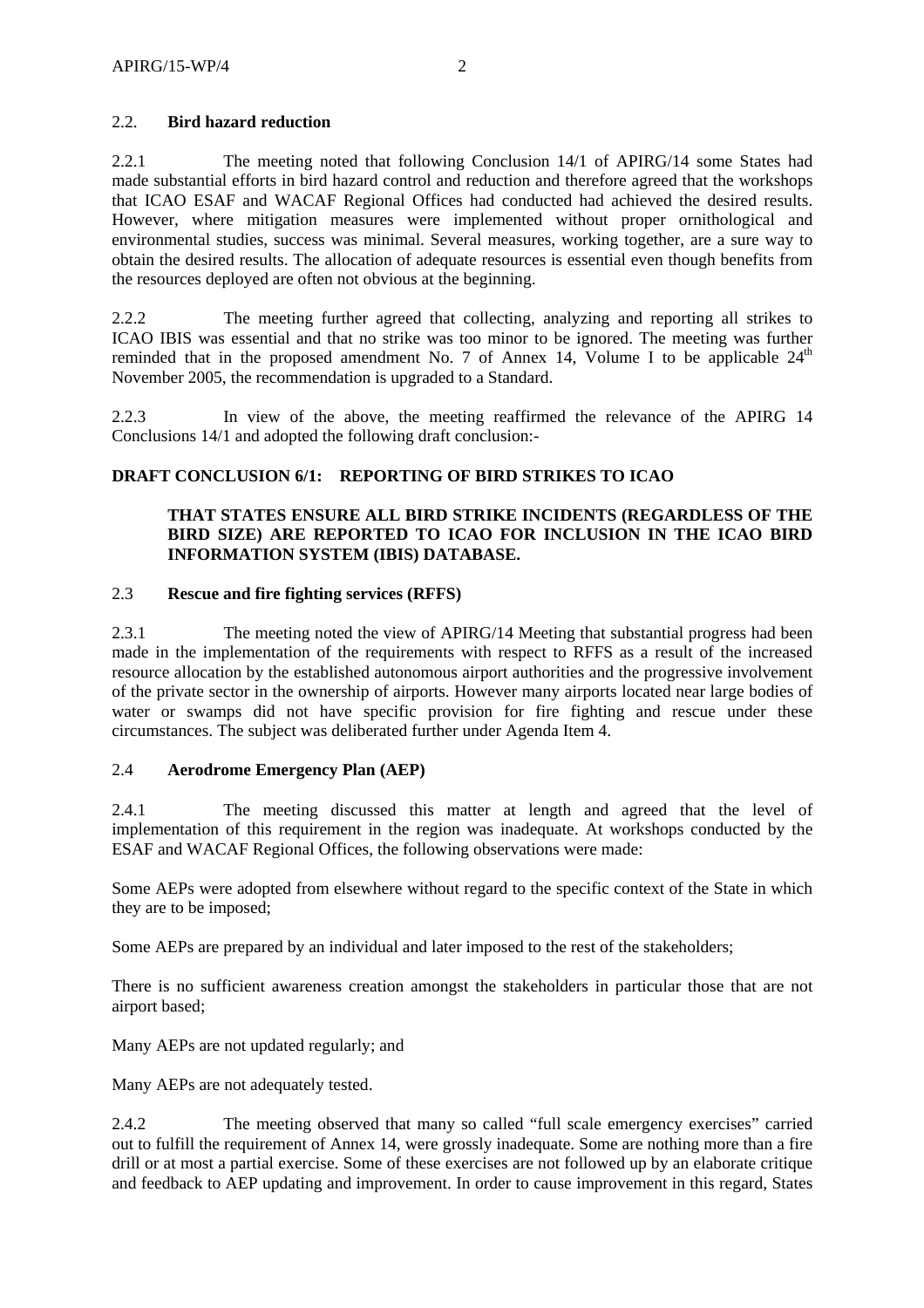### 2.2. **Bird hazard reduction**

2.2.1 The meeting noted that following Conclusion 14/1 of APIRG/14 some States had made substantial efforts in bird hazard control and reduction and therefore agreed that the workshops that ICAO ESAF and WACAF Regional Offices had conducted had achieved the desired results. However, where mitigation measures were implemented without proper ornithological and environmental studies, success was minimal. Several measures, working together, are a sure way to obtain the desired results. The allocation of adequate resources is essential even though benefits from the resources deployed are often not obvious at the beginning.

2.2.2 The meeting further agreed that collecting, analyzing and reporting all strikes to ICAO IBIS was essential and that no strike was too minor to be ignored. The meeting was further reminded that in the proposed amendment No. 7 of Annex 14, Volume I to be applicable 24th November 2005, the recommendation is upgraded to a Standard.

2.2.3 In view of the above, the meeting reaffirmed the relevance of the APIRG 14 Conclusions 14/1 and adopted the following draft conclusion:-

**DRAFT CONCLUSION 6/1: REPORTING OF BIRD STRIKES TO ICAO**

> **THAT STATES ENSURE ALL BIRD STRIKE INCIDENTS (REGARDLESS OF THE BIRD SIZE) ARE REPORTED TO ICAO FOR INCLUSION IN THE ICAO BIRD INFORMATION SYSTEM (IBIS) DATABASE.**

### 2.3 **Rescue and fire fighting services (RFFS)**

2.3.1 The meeting noted the view of APIRG/14 Meeting that substantial progress had been made in the implementation of the requirements with respect to RFFS as a result of the increased resource allocation by the established autonomous airport authorities and the progressive involvement of the private sector in the ownership of airports. However many airports located near large bodies of water or swamps did not have specific provision for fire fighting and rescue under these circumstances. The subject was deliberated further under Agenda Item 4.

### 2.4 **Aerodrome Emergency Plan (AEP)**

2.4.1 The meeting discussed this matter at length and agreed that the level of implementation of this requirement in the region was inadequate. At workshops conducted by the ESAF and WACAF Regional Offices, the following observations were made:

Some AEPs were adopted from elsewhere without regard to the specific context of the State in which they are to be imposed;

Some AEPs are prepared by an individual and later imposed to the rest of the stakeholders;

There is no sufficient awareness creation amongst the stakeholders in particular those that are not airport based;

Many AEPs are not updated regularly; and

Many AEPs are not adequately tested.

2.4.2 The meeting observed that many so called "full scale emergency exercises" carried out to fulfill the requirement of Annex 14, were grossly inadequate. Some are nothing more than a fire drill or at most a partial exercise. Some of these exercises are not followed up by an elaborate critique and feedback to AEP updating and improvement. In order to cause improvement in this regard, States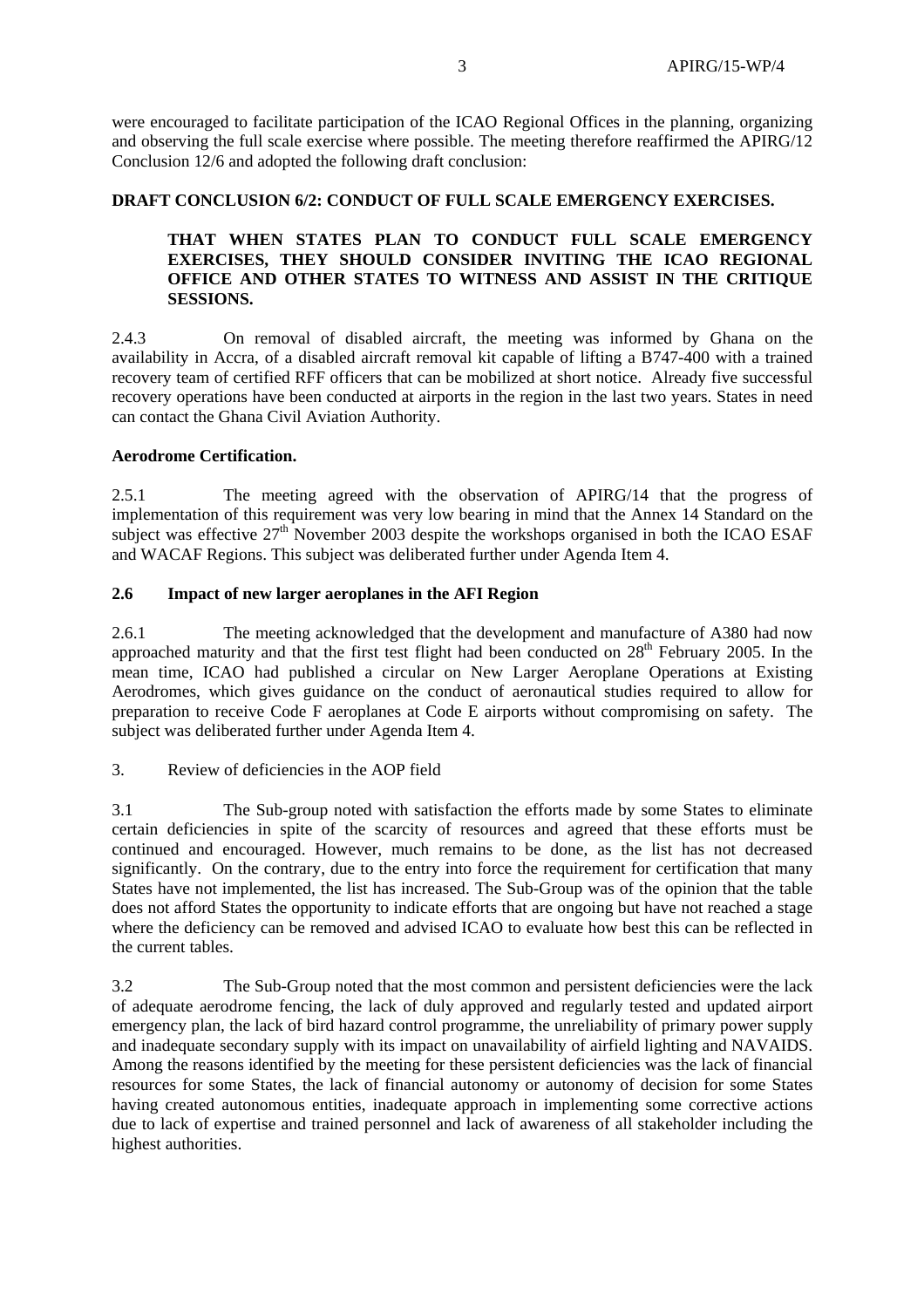were encouraged to facilitate participation of the ICAO Regional Offices in the planning, organizing and observing the full scale exercise where possible. The meeting therefore reaffirmed the APIRG/12 Conclusion 12/6 and adopted the following draft conclusion:

**DRAFT CONCLUSION 6/2: CONDUCT OF FULL SCALE EMERGENCY EXERCISES.**

> **THAT WHEN STATES PLAN TO CONDUCT FULL SCALE EMERGENCY EXERCISES, THEY SHOULD CONSIDER INVITING THE ICAO REGIONAL OFFICE AND OTHER STATES TO WITNESS AND ASSIST IN THE CRITIQUE SESSIONS.**

2.4.3 On removal of disabled aircraft, the meeting was informed by Ghana on the availability in Accra, of a disabled aircraft removal kit capable of lifting a B747-400 with a trained recovery team of certified RFF officers that can be mobilized at short notice. Already five successful recovery operations have been conducted at airports in the region in the last two years. States in need can contact the Ghana Civil Aviation Authority.

**Aerodrome Certification.**

2.5.1 The meeting agreed with the observation of APIRG/14 that the progress of implementation of this requirement was very low bearing in mind that the Annex 14 Standard on the subject was effective 27th November 2003 despite the workshops organised in both the ICAO ESAF and WACAF Regions. This subject was deliberated further under Agenda Item 4.

**2.6 Impact of new larger aeroplanes in the AFI Region**

2.6.1 The meeting acknowledged that the development and manufacture of A380 had now approached maturity and that the first test flight had been conducted on 28th February 2005. In the mean time, ICAO had published a circular on New Larger Aeroplane Operations at Existing Aerodromes, which gives guidance on the conduct of aeronautical studies required to allow for preparation to receive Code F aeroplanes at Code E airports without compromising on safety. The subject was deliberated further under Agenda Item 4.

3. Review of deficiencies in the AOP field

3.1 The Sub-group noted with satisfaction the efforts made by some States to eliminate certain deficiencies in spite of the scarcity of resources and agreed that these efforts must be continued and encouraged. However, much remains to be done, as the list has not decreased significantly. On the contrary, due to the entry into force the requirement for certification that many States have not implemented, the list has increased. The Sub-Group was of the opinion that the table does not afford States the opportunity to indicate efforts that are ongoing but have not reached a stage where the deficiency can be removed and advised ICAO to evaluate how best this can be reflected in the current tables.

3.2 The Sub-Group noted that the most common and persistent deficiencies were the lack of adequate aerodrome fencing, the lack of duly approved and regularly tested and updated airport emergency plan, the lack of bird hazard control programme, the unreliability of primary power supply and inadequate secondary supply with its impact on unavailability of airfield lighting and NAVAIDS. Among the reasons identified by the meeting for these persistent deficiencies was the lack of financial resources for some States, the lack of financial autonomy or autonomy of decision for some States having created autonomous entities, inadequate approach in implementing some corrective actions due to lack of expertise and trained personnel and lack of awareness of all stakeholder including the highest authorities.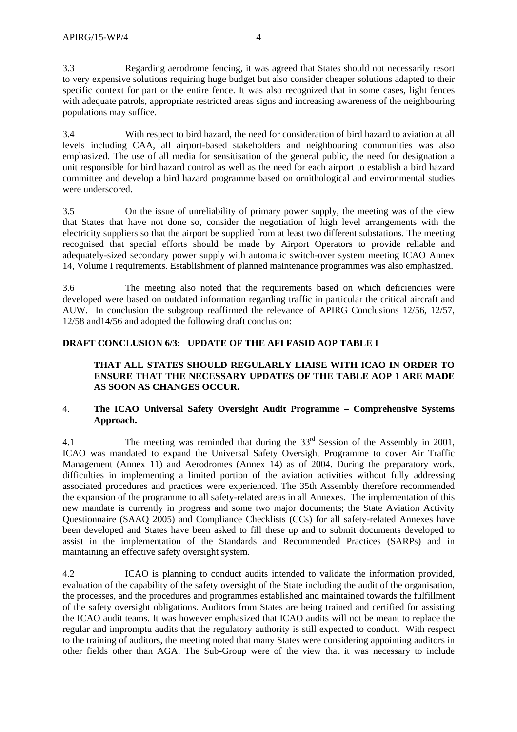3.3 Regarding aerodrome fencing, it was agreed that States should not necessarily resort to very expensive solutions requiring huge budget but also consider cheaper solutions adapted to their specific context for part or the entire fence. It was also recognized that in some cases, light fences with adequate patrols, appropriate restricted areas signs and increasing awareness of the neighbouring populations may suffice.

3.4 With respect to bird hazard, the need for consideration of bird hazard to aviation at all levels including CAA, all airport-based stakeholders and neighbouring communities was also emphasized. The use of all media for sensitisation of the general public, the need for designation a unit responsible for bird hazard control as well as the need for each airport to establish a bird hazard committee and develop a bird hazard programme based on ornithological and environmental studies were underscored.

3.5 On the issue of unreliability of primary power supply, the meeting was of the view that States that have not done so, consider the negotiation of high level arrangements with the electricity suppliers so that the airport be supplied from at least two different substations. The meeting recognised that special efforts should be made by Airport Operators to provide reliable and adequately-sized secondary power supply with automatic switch-over system meeting ICAO Annex 14, Volume I requirements. Establishment of planned maintenance programmes was also emphasized.

3.6 The meeting also noted that the requirements based on which deficiencies were developed were based on outdated information regarding traffic in particular the critical aircraft and AUW. In conclusion the subgroup reaffirmed the relevance of APIRG Conclusions 12/56, 12/57, 12/58 and14/56 and adopted the following draft conclusion:

**DRAFT CONCLUSION 6/3: UPDATE OF THE AFI FASID AOP TABLE I**

> **THAT ALL STATES SHOULD REGULARLY LIAISE WITH ICAO IN ORDER TO ENSURE THAT THE NECESSARY UPDATES OF THE TABLE AOP 1 ARE MADE AS SOON AS CHANGES OCCUR.**

## 4. The ICAO Universal Safety Oversight Audit Programme – Comprehensive Systems Approach.

4.1 The meeting was reminded that during the 33rd Session of the Assembly in 2001, ICAO was mandated to expand the Universal Safety Oversight Programme to cover Air Traffic Management (Annex 11) and Aerodromes (Annex 14) as of 2004. During the preparatory work, difficulties in implementing a limited portion of the aviation activities without fully addressing associated procedures and practices were experienced. The 35th Assembly therefore recommended the expansion of the programme to all safety-related areas in all Annexes. The implementation of this new mandate is currently in progress and some two major documents; the State Aviation Activity Questionnaire (SAAQ 2005) and Compliance Checklists (CCs) for all safety-related Annexes have been developed and States have been asked to fill these up and to submit documents developed to assist in the implementation of the Standards and Recommended Practices (SARPs) and in maintaining an effective safety oversight system.

4.2 ICAO is planning to conduct audits intended to validate the information provided, evaluation of the capability of the safety oversight of the State including the audit of the organisation, the processes, and the procedures and programmes established and maintained towards the fulfillment of the safety oversight obligations. Auditors from States are being trained and certified for assisting the ICAO audit teams. It was however emphasized that ICAO audits will not be meant to replace the regular and impromptu audits that the regulatory authority is still expected to conduct. With respect to the training of auditors, the meeting noted that many States were considering appointing auditors in other fields other than AGA. The Sub-Group were of the view that it was necessary to include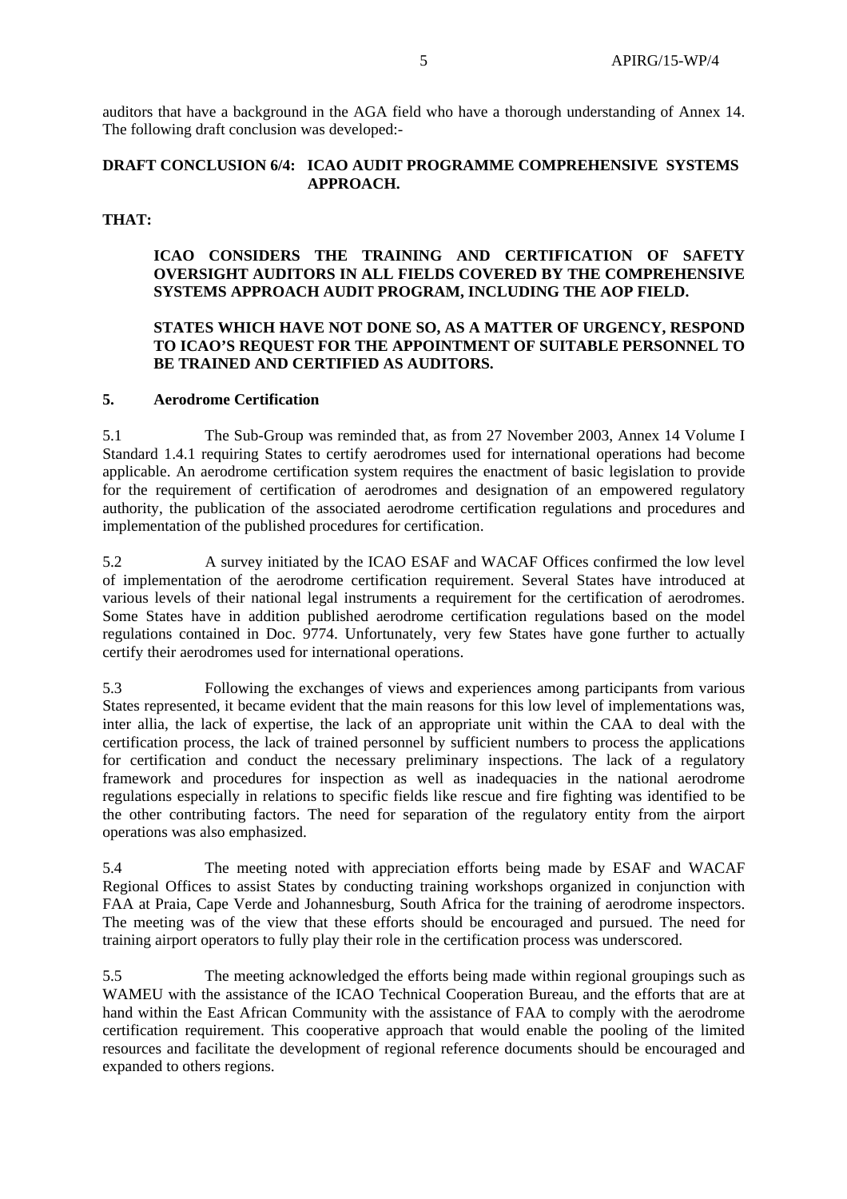auditors that have a background in the AGA field who have a thorough understanding of Annex 14. The following draft conclusion was developed:-

**DRAFT CONCLUSION 6/4: ICAO AUDIT PROGRAMME COMPREHENSIVE SYSTEMS APPROACH.**

**THAT:**

**ICAO CONSIDERS THE TRAINING AND CERTIFICATION OF SAFETY OVERSIGHT AUDITORS IN ALL FIELDS COVERED BY THE COMPREHENSIVE SYSTEMS APPROACH AUDIT PROGRAM, INCLUDING THE AOP FIELD.**

**STATES WHICH HAVE NOT DONE SO, AS A MATTER OF URGENCY, RESPOND TO ICAO'S REQUEST FOR THE APPOINTMENT OF SUITABLE PERSONNEL TO BE TRAINED AND CERTIFIED AS AUDITORS.**

## 5. Aerodrome Certification

5.1 The Sub-Group was reminded that, as from 27 November 2003, Annex 14 Volume I Standard 1.4.1 requiring States to certify aerodromes used for international operations had become applicable. An aerodrome certification system requires the enactment of basic legislation to provide for the requirement of certification of aerodromes and designation of an empowered regulatory authority, the publication of the associated aerodrome certification regulations and procedures and implementation of the published procedures for certification.

5.2 A survey initiated by the ICAO ESAF and WACAF Offices confirmed the low level of implementation of the aerodrome certification requirement. Several States have introduced at various levels of their national legal instruments a requirement for the certification of aerodromes. Some States have in addition published aerodrome certification regulations based on the model regulations contained in Doc. 9774. Unfortunately, very few States have gone further to actually certify their aerodromes used for international operations.

5.3 Following the exchanges of views and experiences among participants from various States represented, it became evident that the main reasons for this low level of implementations was, inter allia, the lack of expertise, the lack of an appropriate unit within the CAA to deal with the certification process, the lack of trained personnel by sufficient numbers to process the applications for certification and conduct the necessary preliminary inspections. The lack of a regulatory framework and procedures for inspection as well as inadequacies in the national aerodrome regulations especially in relations to specific fields like rescue and fire fighting was identified to be the other contributing factors. The need for separation of the regulatory entity from the airport operations was also emphasized.

5.4 The meeting noted with appreciation efforts being made by ESAF and WACAF Regional Offices to assist States by conducting training workshops organized in conjunction with FAA at Praia, Cape Verde and Johannesburg, South Africa for the training of aerodrome inspectors. The meeting was of the view that these efforts should be encouraged and pursued. The need for training airport operators to fully play their role in the certification process was underscored.

5.5 The meeting acknowledged the efforts being made within regional groupings such as WAMEU with the assistance of the ICAO Technical Cooperation Bureau, and the efforts that are at hand within the East African Community with the assistance of FAA to comply with the aerodrome certification requirement. This cooperative approach that would enable the pooling of the limited resources and facilitate the development of regional reference documents should be encouraged and expanded to others regions.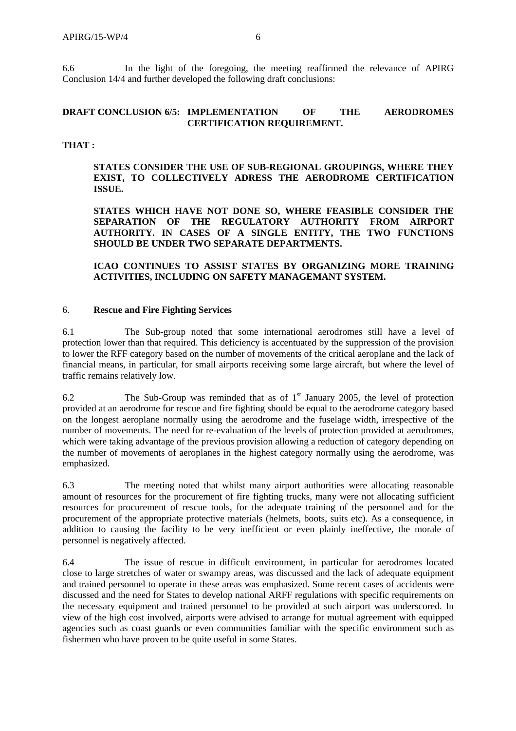6.6 In the light of the foregoing, the meeting reaffirmed the relevance of APIRG Conclusion 14/4 and further developed the following draft conclusions:

**DRAFT CONCLUSION 6/5: IMPLEMENTATION OF THE AERODROMES CERTIFICATION REQUIREMENT.**

**THAT :**

**STATES CONSIDER THE USE OF SUB-REGIONAL GROUPINGS, WHERE THEY EXIST, TO COLLECTIVELY ADRESS THE AERODROME CERTIFICATION ISSUE.**

**STATES WHICH HAVE NOT DONE SO, WHERE FEASIBLE CONSIDER THE SEPARATION OF THE REGULATORY AUTHORITY FROM AIRPORT AUTHORITY. IN CASES OF A SINGLE ENTITY, THE TWO FUNCTIONS SHOULD BE UNDER TWO SEPARATE DEPARTMENTS.**

**ICAO CONTINUES TO ASSIST STATES BY ORGANIZING MORE TRAINING ACTIVITIES, INCLUDING ON SAFETY MANAGEMANT SYSTEM.**

## 6. **Rescue and Fire Fighting Services**

6.1 The Sub-group noted that some international aerodromes still have a level of protection lower than that required. This deficiency is accentuated by the suppression of the provision to lower the RFF category based on the number of movements of the critical aeroplane and the lack of financial means, in particular, for small airports receiving some large aircraft, but where the level of traffic remains relatively low.

6.2 The Sub-Group was reminded that as of 1st January 2005, the level of protection provided at an aerodrome for rescue and fire fighting should be equal to the aerodrome category based on the longest aeroplane normally using the aerodrome and the fuselage width, irrespective of the number of movements. The need for re-evaluation of the levels of protection provided at aerodromes, which were taking advantage of the previous provision allowing a reduction of category depending on the number of movements of aeroplanes in the highest category normally using the aerodrome, was emphasized.

6.3 The meeting noted that whilst many airport authorities were allocating reasonable amount of resources for the procurement of fire fighting trucks, many were not allocating sufficient resources for procurement of rescue tools, for the adequate training of the personnel and for the procurement of the appropriate protective materials (helmets, boots, suits etc). As a consequence, in addition to causing the facility to be very inefficient or even plainly ineffective, the morale of personnel is negatively affected.

6.4 The issue of rescue in difficult environment, in particular for aerodromes located close to large stretches of water or swampy areas, was discussed and the lack of adequate equipment and trained personnel to operate in these areas was emphasized. Some recent cases of accidents were discussed and the need for States to develop national ARFF regulations with specific requirements on the necessary equipment and trained personnel to be provided at such airport was underscored. In view of the high cost involved, airports were advised to arrange for mutual agreement with equipped agencies such as coast guards or even communities familiar with the specific environment such as fishermen who have proven to be quite useful in some States.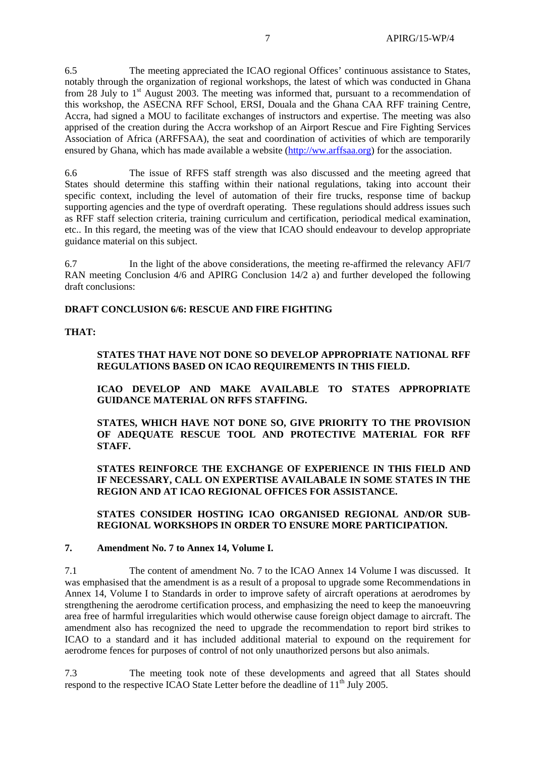6.5 The meeting appreciated the ICAO regional Offices' continuous assistance to States, notably through the organization of regional workshops, the latest of which was conducted in Ghana from 28 July to 1st August 2003. The meeting was informed that, pursuant to a recommendation of this workshop, the ASECNA RFF School, ERSI, Douala and the Ghana CAA RFF training Centre, Accra, had signed a MOU to facilitate exchanges of instructors and expertise. The meeting was also apprised of the creation during the Accra workshop of an Airport Rescue and Fire Fighting Services Association of Africa (ARFFSAA), the seat and coordination of activities of which are temporarily ensured by Ghana, which has made available a website (http://ww.arffsaa.org) for the association.

6.6 The issue of RFFS staff strength was also discussed and the meeting agreed that States should determine this staffing within their national regulations, taking into account their specific context, including the level of automation of their fire trucks, response time of backup supporting agencies and the type of overdraft operating. These regulations should address issues such as RFF staff selection criteria, training curriculum and certification, periodical medical examination, etc.. In this regard, the meeting was of the view that ICAO should endeavour to develop appropriate guidance material on this subject.

6.7 In the light of the above considerations, the meeting re-affirmed the relevancy AFI/7 RAN meeting Conclusion 4/6 and APIRG Conclusion 14/2 a) and further developed the following draft conclusions:

**DRAFT CONCLUSION 6/6: RESCUE AND FIRE FIGHTING**

**THAT:**

> **STATES THAT HAVE NOT DONE SO DEVELOP APPROPRIATE NATIONAL RFF REGULATIONS BASED ON ICAO REQUIREMENTS IN THIS FIELD.**
>
> **ICAO DEVELOP AND MAKE AVAILABLE TO STATES APPROPRIATE GUIDANCE MATERIAL ON RFFS STAFFING.**
>
> **STATES, WHICH HAVE NOT DONE SO, GIVE PRIORITY TO THE PROVISION OF ADEQUATE RESCUE TOOL AND PROTECTIVE MATERIAL FOR RFF STAFF.**
>
> **STATES REINFORCE THE EXCHANGE OF EXPERIENCE IN THIS FIELD AND IF NECESSARY, CALL ON EXPERTISE AVAILABALE IN SOME STATES IN THE REGION AND AT ICAO REGIONAL OFFICES FOR ASSISTANCE.**
>
> **STATES CONSIDER HOSTING ICAO ORGANISED REGIONAL AND/OR SUB-REGIONAL WORKSHOPS IN ORDER TO ENSURE MORE PARTICIPATION.**

## 7. Amendment No. 7 to Annex 14, Volume I.

7.1 The content of amendment No. 7 to the ICAO Annex 14 Volume I was discussed. It was emphasised that the amendment is as a result of a proposal to upgrade some Recommendations in Annex 14, Volume I to Standards in order to improve safety of aircraft operations at aerodromes by strengthening the aerodrome certification process, and emphasizing the need to keep the manoeuvring area free of harmful irregularities which would otherwise cause foreign object damage to aircraft. The amendment also has recognized the need to upgrade the recommendation to report bird strikes to ICAO to a standard and it has included additional material to expound on the requirement for aerodrome fences for purposes of control of not only unauthorized persons but also animals.

7.3 The meeting took note of these developments and agreed that all States should respond to the respective ICAO State Letter before the deadline of 11th July 2005.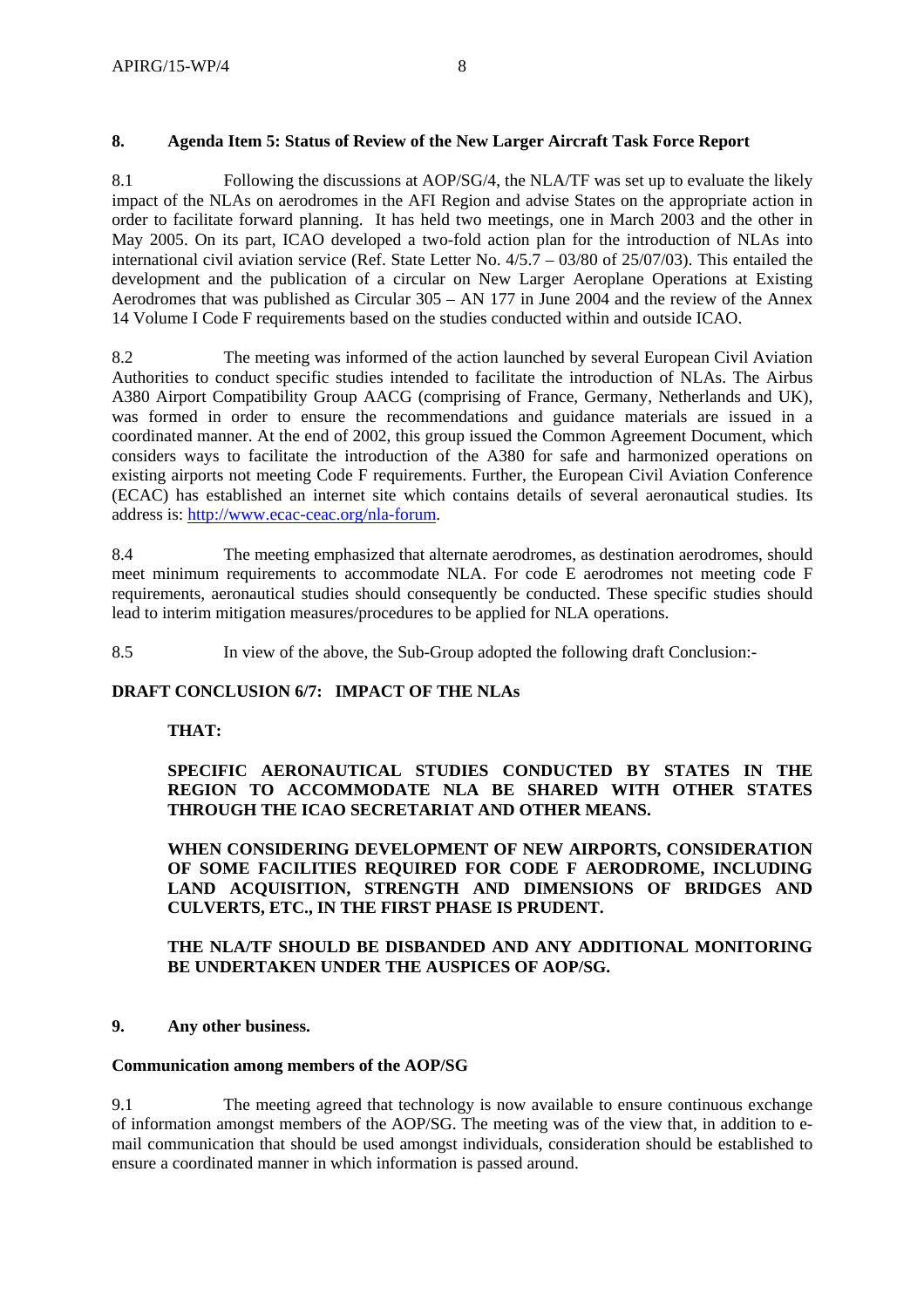## 8. Agenda Item 5: Status of Review of the New Larger Aircraft Task Force Report

8.1 Following the discussions at AOP/SG/4, the NLA/TF was set up to evaluate the likely impact of the NLAs on aerodromes in the AFI Region and advise States on the appropriate action in order to facilitate forward planning. It has held two meetings, one in March 2003 and the other in May 2005. On its part, ICAO developed a two-fold action plan for the introduction of NLAs into international civil aviation service (Ref. State Letter No. 4/5.7 – 03/80 of 25/07/03). This entailed the development and the publication of a circular on New Larger Aeroplane Operations at Existing Aerodromes that was published as Circular 305 – AN 177 in June 2004 and the review of the Annex 14 Volume I Code F requirements based on the studies conducted within and outside ICAO.

8.2 The meeting was informed of the action launched by several European Civil Aviation Authorities to conduct specific studies intended to facilitate the introduction of NLAs. The Airbus A380 Airport Compatibility Group AACG (comprising of France, Germany, Netherlands and UK), was formed in order to ensure the recommendations and guidance materials are issued in a coordinated manner. At the end of 2002, this group issued the Common Agreement Document, which considers ways to facilitate the introduction of the A380 for safe and harmonized operations on existing airports not meeting Code F requirements. Further, the European Civil Aviation Conference (ECAC) has established an internet site which contains details of several aeronautical studies. Its address is: http://www.ecac-ceac.org/nla-forum.

8.4 The meeting emphasized that alternate aerodromes, as destination aerodromes, should meet minimum requirements to accommodate NLA. For code E aerodromes not meeting code F requirements, aeronautical studies should consequently be conducted. These specific studies should lead to interim mitigation measures/procedures to be applied for NLA operations.

8.5 In view of the above, the Sub-Group adopted the following draft Conclusion:-

**DRAFT CONCLUSION 6/7: IMPACT OF THE NLAs**

**THAT:**

**SPECIFIC AERONAUTICAL STUDIES CONDUCTED BY STATES IN THE REGION TO ACCOMMODATE NLA BE SHARED WITH OTHER STATES THROUGH THE ICAO SECRETARIAT AND OTHER MEANS.**

**WHEN CONSIDERING DEVELOPMENT OF NEW AIRPORTS, CONSIDERATION OF SOME FACILITIES REQUIRED FOR CODE F AERODROME, INCLUDING LAND ACQUISITION, STRENGTH AND DIMENSIONS OF BRIDGES AND CULVERTS, ETC., IN THE FIRST PHASE IS PRUDENT.**

**THE NLA/TF SHOULD BE DISBANDED AND ANY ADDITIONAL MONITORING BE UNDERTAKEN UNDER THE AUSPICES OF AOP/SG.**

## 9. Any other business.

**Communication among members of the AOP/SG**

9.1 The meeting agreed that technology is now available to ensure continuous exchange of information amongst members of the AOP/SG. The meeting was of the view that, in addition to e-mail communication that should be used amongst individuals, consideration should be established to ensure a coordinated manner in which information is passed around.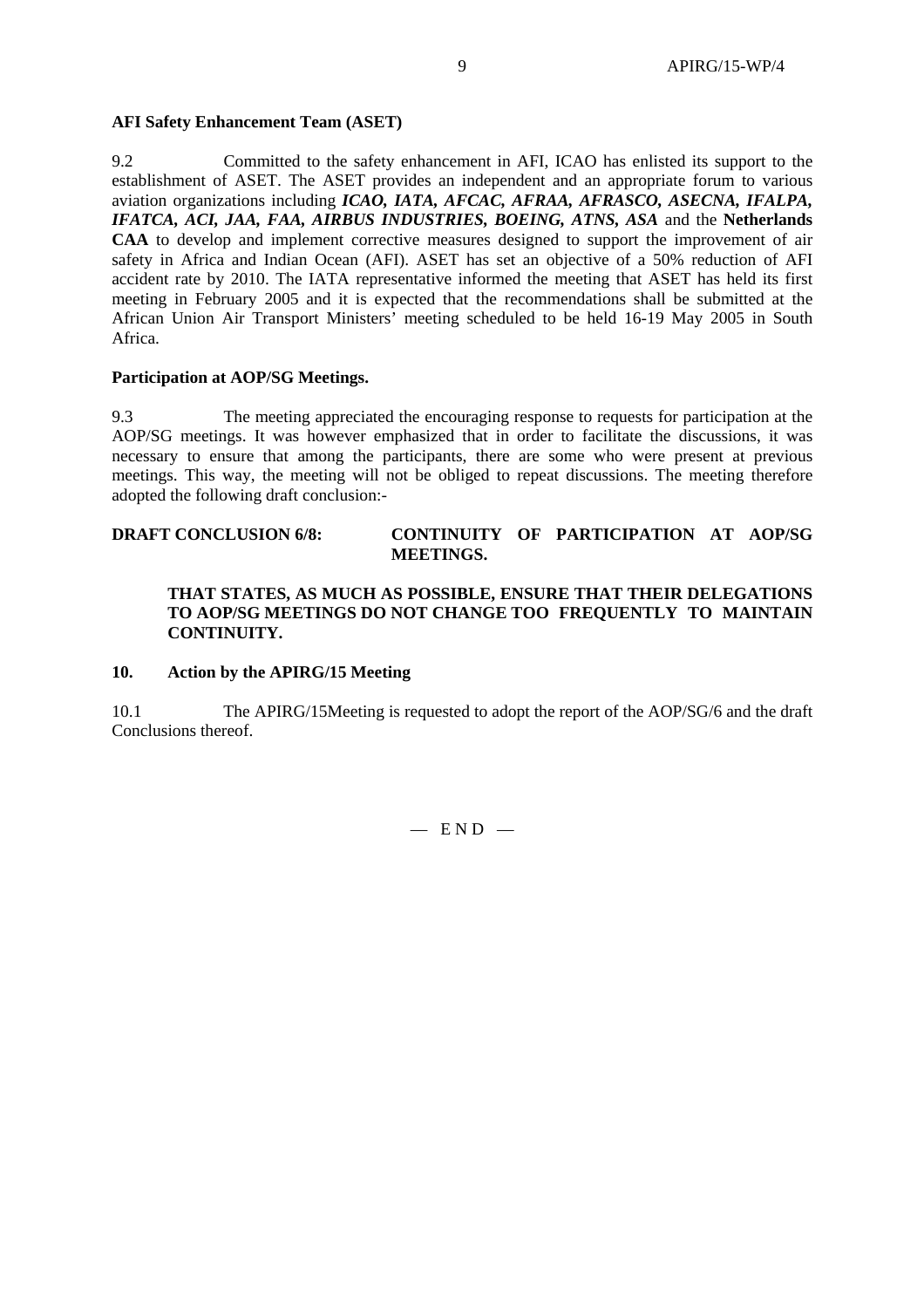**AFI Safety Enhancement Team (ASET)**

9.2 Committed to the safety enhancement in AFI, ICAO has enlisted its support to the establishment of ASET. The ASET provides an independent and an appropriate forum to various aviation organizations including ***ICAO, IATA, AFCAC, AFRAA, AFRASCO, ASECNA, IFALPA, IFATCA, ACI, JAA, FAA, AIRBUS INDUSTRIES, BOEING, ATNS, ASA*** and the **Netherlands CAA** to develop and implement corrective measures designed to support the improvement of air safety in Africa and Indian Ocean (AFI). ASET has set an objective of a 50% reduction of AFI accident rate by 2010. The IATA representative informed the meeting that ASET has held its first meeting in February 2005 and it is expected that the recommendations shall be submitted at the African Union Air Transport Ministers' meeting scheduled to be held 16-19 May 2005 in South Africa.

**Participation at AOP/SG Meetings.**

9.3 The meeting appreciated the encouraging response to requests for participation at the AOP/SG meetings. It was however emphasized that in order to facilitate the discussions, it was necessary to ensure that among the participants, there are some who were present at previous meetings. This way, the meeting will not be obliged to repeat discussions. The meeting therefore adopted the following draft conclusion:-

**DRAFT CONCLUSION 6/8: CONTINUITY OF PARTICIPATION AT AOP/SG MEETINGS.**

> **THAT STATES, AS MUCH AS POSSIBLE, ENSURE THAT THEIR DELEGATIONS TO AOP/SG MEETINGS DO NOT CHANGE TOO FREQUENTLY TO MAINTAIN CONTINUITY.**

**10. Action by the APIRG/15 Meeting**

10.1 The APIRG/15Meeting is requested to adopt the report of the AOP/SG/6 and the draft Conclusions thereof.

— END —